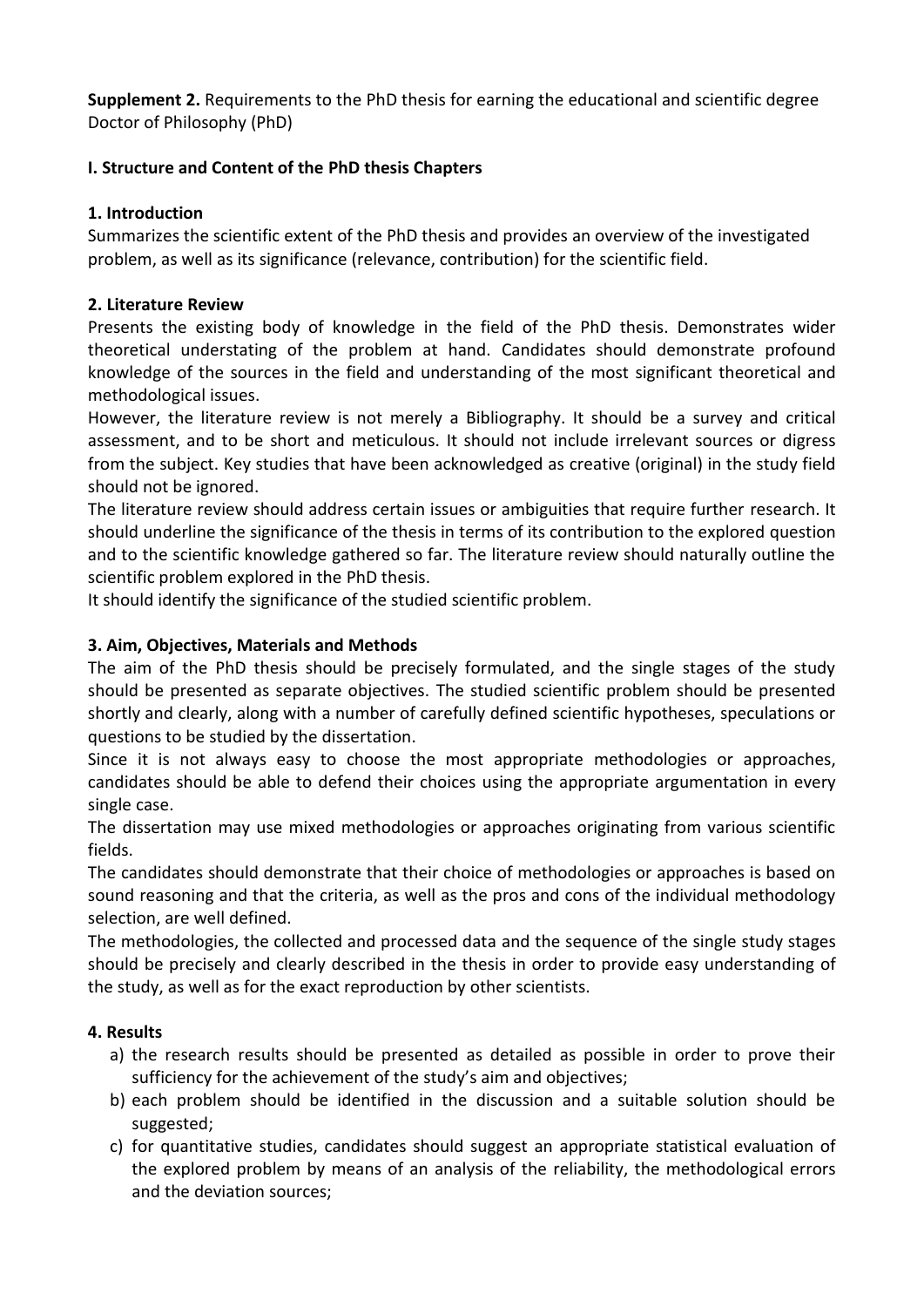**Supplement 2.** Requirements to the PhD thesis for earning the educational and scientific degree Doctor of Philosophy (PhD)

**I. Structure and Content of the PhD thesis Chapters**

**1. Introduction**

Summarizes the scientific extent of the PhD thesis and provides an overview of the investigated problem, as well as its significance (relevance, contribution) for the scientific field.

**2. Literature Review**

Presents the existing body of knowledge in the field of the PhD thesis. Demonstrates wider theoretical understating of the problem at hand. Candidates should demonstrate profound knowledge of the sources in the field and understanding of the most significant theoretical and methodological issues.

However, the literature review is not merely a Bibliography. It should be a survey and critical assessment, and to be short and meticulous. It should not include irrelevant sources or digress from the subject. Key studies that have been acknowledged as creative (original) in the study field should not be ignored.

The literature review should address certain issues or ambiguities that require further research. It should underline the significance of the thesis in terms of its contribution to the explored question and to the scientific knowledge gathered so far. The literature review should naturally outline the scientific problem explored in the PhD thesis.

It should identify the significance of the studied scientific problem.

**3. Aim, Objectives, Materials and Methods**

The aim of the PhD thesis should be precisely formulated, and the single stages of the study should be presented as separate objectives. The studied scientific problem should be presented shortly and clearly, along with a number of carefully defined scientific hypotheses, speculations or questions to be studied by the dissertation.

Since it is not always easy to choose the most appropriate methodologies or approaches, candidates should be able to defend their choices using the appropriate argumentation in every single case.

The dissertation may use mixed methodologies or approaches originating from various scientific fields.

The candidates should demonstrate that their choice of methodologies or approaches is based on sound reasoning and that the criteria, as well as the pros and cons of the individual methodology selection, are well defined.

The methodologies, the collected and processed data and the sequence of the single study stages should be precisely and clearly described in the thesis in order to provide easy understanding of the study, as well as for the exact reproduction by other scientists.

**4. Results**

a) the research results should be presented as detailed as possible in order to prove their sufficiency for the achievement of the study's aim and objectives;
b) each problem should be identified in the discussion and a suitable solution should be suggested;
c) for quantitative studies, candidates should suggest an appropriate statistical evaluation of the explored problem by means of an analysis of the reliability, the methodological errors and the deviation sources;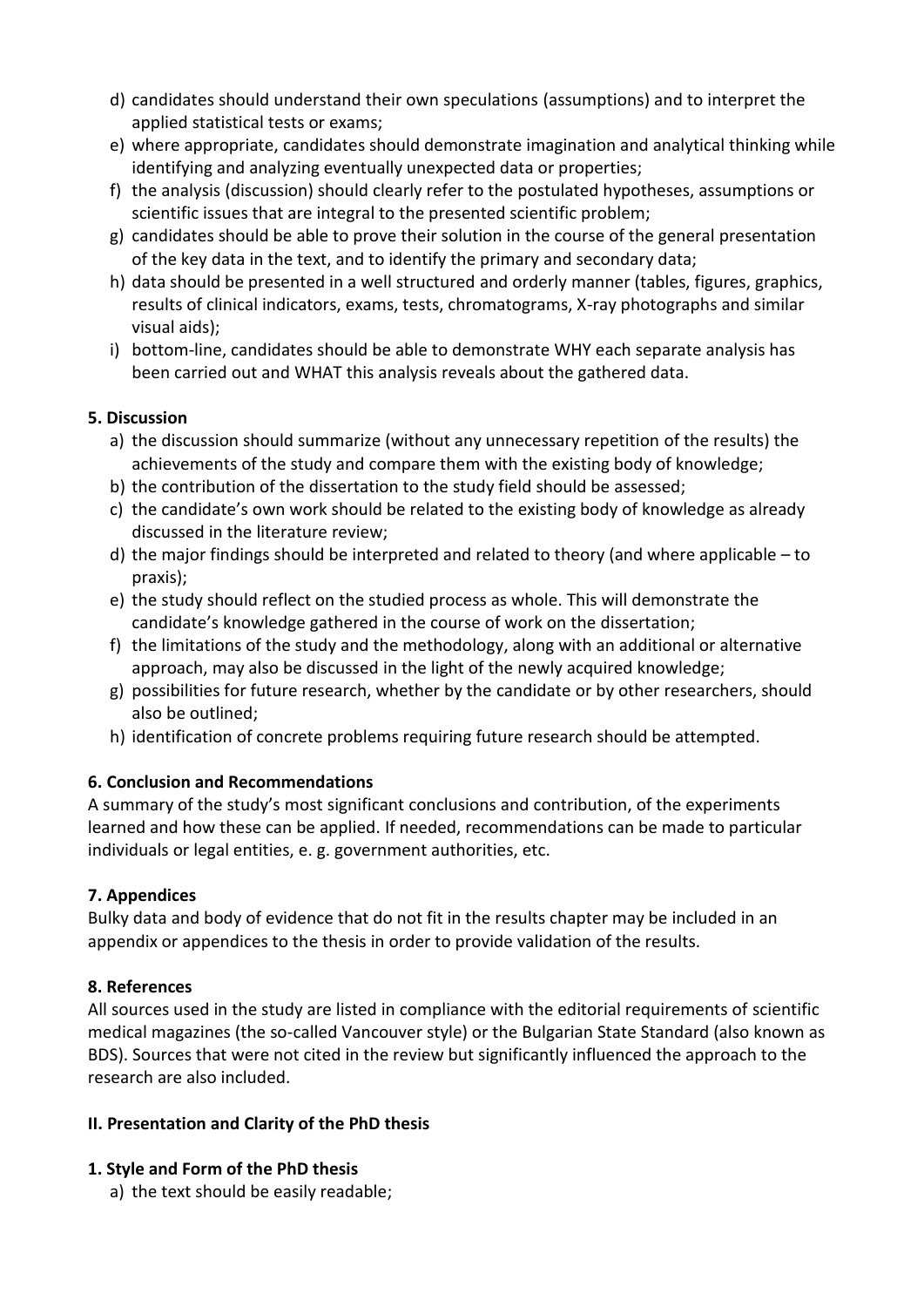d) candidates should understand their own speculations (assumptions) and to interpret the applied statistical tests or exams;
e) where appropriate, candidates should demonstrate imagination and analytical thinking while identifying and analyzing eventually unexpected data or properties;
f) the analysis (discussion) should clearly refer to the postulated hypotheses, assumptions or scientific issues that are integral to the presented scientific problem;
g) candidates should be able to prove their solution in the course of the general presentation of the key data in the text, and to identify the primary and secondary data;
h) data should be presented in a well structured and orderly manner (tables, figures, graphics, results of clinical indicators, exams, tests, chromatograms, X-ray photographs and similar visual aids);
i) bottom-line, candidates should be able to demonstrate WHY each separate analysis has been carried out and WHAT this analysis reveals about the gathered data.

### 5. Discussion

a) the discussion should summarize (without any unnecessary repetition of the results) the achievements of the study and compare them with the existing body of knowledge;
b) the contribution of the dissertation to the study field should be assessed;
c) the candidate's own work should be related to the existing body of knowledge as already discussed in the literature review;
d) the major findings should be interpreted and related to theory (and where applicable – to praxis);
e) the study should reflect on the studied process as whole. This will demonstrate the candidate's knowledge gathered in the course of work on the dissertation;
f) the limitations of the study and the methodology, along with an additional or alternative approach, may also be discussed in the light of the newly acquired knowledge;
g) possibilities for future research, whether by the candidate or by other researchers, should also be outlined;
h) identification of concrete problems requiring future research should be attempted.

### 6. Conclusion and Recommendations

A summary of the study's most significant conclusions and contribution, of the experiments learned and how these can be applied. If needed, recommendations can be made to particular individuals or legal entities, e. g. government authorities, etc.

### 7. Appendices

Bulky data and body of evidence that do not fit in the results chapter may be included in an appendix or appendices to the thesis in order to provide validation of the results.

### 8. References

All sources used in the study are listed in compliance with the editorial requirements of scientific medical magazines (the so-called Vancouver style) or the Bulgarian State Standard (also known as BDS). Sources that were not cited in the review but significantly influenced the approach to the research are also included.

## II. Presentation and Clarity of the PhD thesis

### 1. Style and Form of the PhD thesis

a) the text should be easily readable;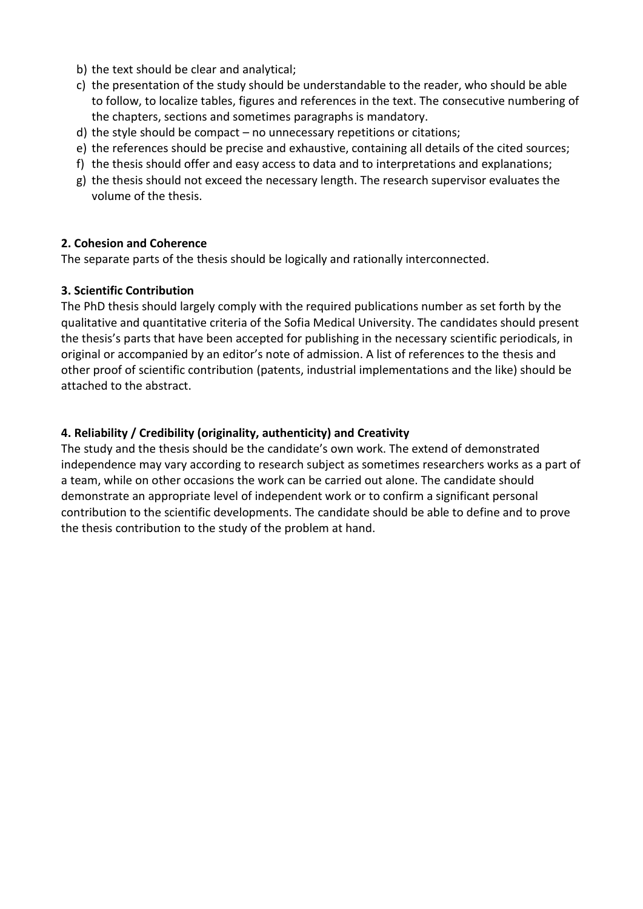b) the text should be clear and analytical;
c) the presentation of the study should be understandable to the reader, who should be able to follow, to localize tables, figures and references in the text. The consecutive numbering of the chapters, sections and sometimes paragraphs is mandatory.
d) the style should be compact – no unnecessary repetitions or citations;
e) the references should be precise and exhaustive, containing all details of the cited sources;
f) the thesis should offer and easy access to data and to interpretations and explanations;
g) the thesis should not exceed the necessary length. The research supervisor evaluates the volume of the thesis.

**2. Cohesion and Coherence**

The separate parts of the thesis should be logically and rationally interconnected.

**3. Scientific Contribution**

The PhD thesis should largely comply with the required publications number as set forth by the qualitative and quantitative criteria of the Sofia Medical University. The candidates should present the thesis's parts that have been accepted for publishing in the necessary scientific periodicals, in original or accompanied by an editor's note of admission. A list of references to the thesis and other proof of scientific contribution (patents, industrial implementations and the like) should be attached to the abstract.

**4. Reliability / Credibility (originality, authenticity) and Creativity**

The study and the thesis should be the candidate's own work. The extend of demonstrated independence may vary according to research subject as sometimes researchers works as a part of a team, while on other occasions the work can be carried out alone. The candidate should demonstrate an appropriate level of independent work or to confirm a significant personal contribution to the scientific developments. The candidate should be able to define and to prove the thesis contribution to the study of the problem at hand.